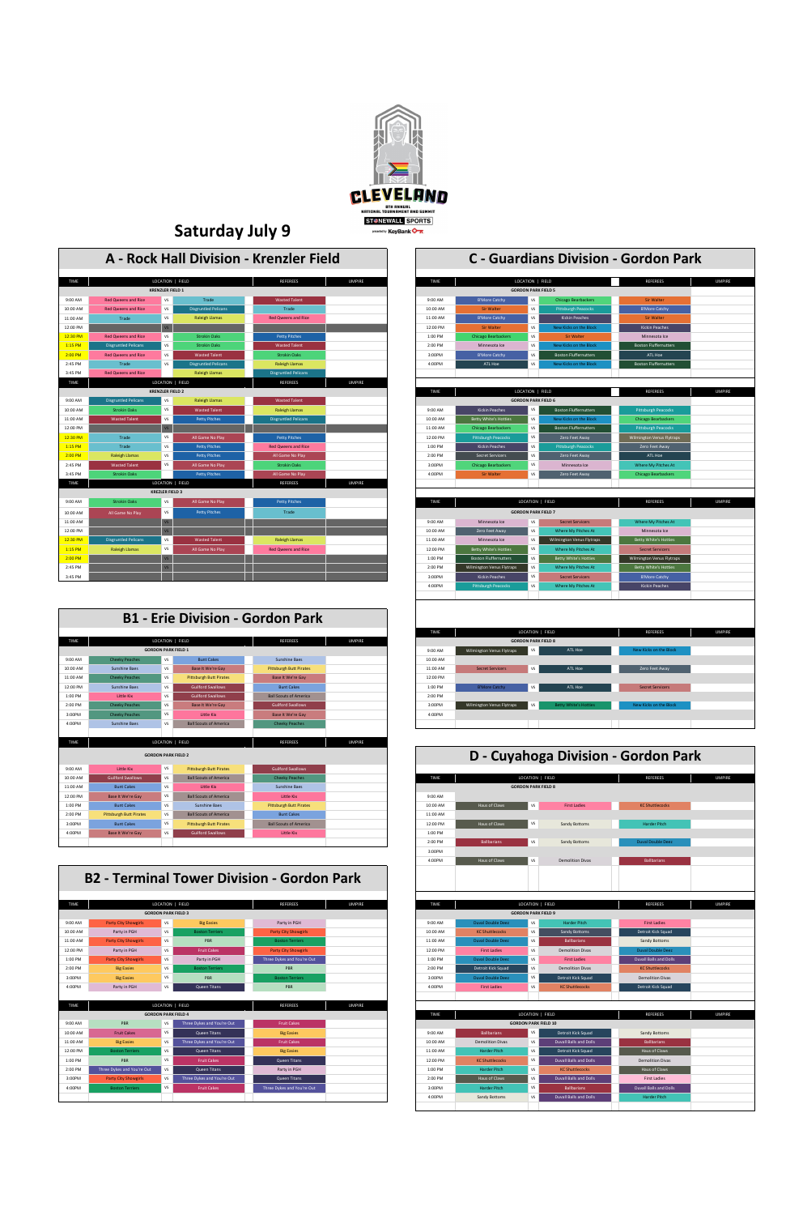CLEVELAND

8TH ANNUAL NATIONAL TOURNAMENT AND SUMMIT

STONEWALL SPORTS

presented by KeyBank

# Saturday July 9

## A - Rock Hall Division - Krenzler Field

**KRENZLER FIELD 1**

| TIME | LOCATION \| FIELD | | | REFEREES | UMPIRE |
|---|---|---|---|---|---|
| 9:00 AM | Red Queens and Rice | vs | Trade | Wasted Talent | |
| 10:00 AM | Red Queens and Rice | vs | Disgruntled Pelicans | Trade | |
| 11:00 AM | Trade | vs | Raleigh Llamas | Red Queens and Rice | |
| 12:00 PM | | vs | | | |
| 12:30 PM | Red Queens and Rice | vs | Strokin Oaks | Petty Pitches | |
| 1:15 PM | Disgruntled Pelicans | vs | Strokin Oaks | Wasted Talent | |
| 2:00 PM | Red Queens and Rice | vs | Wasted Talent | Strokin Oaks | |
| 2:45 PM | Trade | vs | Disgruntled Pelicans | Raleigh Llamas | |
| 3:45 PM | Red Queens and Rice | vs | Raleigh Llamas | Disgruntled Pelicans | |

**KRENZLER FIELD 2**

| TIME | LOCATION \| FIELD | | | REFEREES | UMPIRE |
|---|---|---|---|---|---|
| 9:00 AM | Disgruntled Pelicans | vs | Raleigh Llamas | Wasted Talent | |
| 10:00 AM | Strokin Oaks | vs | Wasted Talent | Raleigh Llamas | |
| 11:00 AM | Wasted Talent | vs | Petty Pitches | Disgruntled Pelicans | |
| 12:00 PM | | vs | | | |
| 12:30 PM | Trade | vs | All Game No Play | Petty Pitches | |
| 1:15 PM | Trade | vs | Petty Pitches | Red Queens and Rice | |
| 2:00 PM | Raleigh Llamas | vs | Petty Pitches | All Game No Play | |
| 2:45 PM | Wasted Talent | vs | All Game No Play | Strokin Oaks | |
| 3:45 PM | Strokin Oaks | vs | Petty Pitches | All Game No Play | |

**KREZLER FIELD 3**

| TIME | LOCATION \| FIELD | | | REFEREES | UMPIRE |
|---|---|---|---|---|---|
| 9:00 AM | Strokin Oaks | vs | All Game No Play | Petty Pitches | |
| 10:00 AM | All Game No Play | vs | Petty Pitches | Trade | |
| 11:00 AM | | vs | | | |
| 12:00 PM | | vs | | | |
| 12:30 PM | Disgruntled Pelicans | vs | Wasted Talent | Raleigh Llamas | |
| 1:15 PM | Raleigh Llamas | vs | All Game No Play | Red Queens and Rice | |
| 2:00 PM | | vs | | | |
| 2:45 PM | | vs | | | |
| 3:45 PM | | | | | |

## B1 - Erie Division - Gordon Park

**GORDON PARK FIELD 1**

| TIME | LOCATION \| FIELD | | | REFEREES | UMPIRE |
|---|---|---|---|---|---|
| 9:00 AM | Cheeky Peaches | vs | Butt Cakes | Sunshine Baes | |
| 10:00 AM | Sunshine Baes | vs | Base It We're Gay | Pittsburgh Butt Pirates | |
| 11:00 AM | Cheeky Peaches | vs | Pittsburgh Butt Pirates | Base It We're Gay | |
| 12:00 PM | Sunshine Baes | vs | Guilford Swallows | Butt Cakes | |
| 1:00 PM | Little Kis | vs | Guilford Swallows | Ball Scouts of America | |
| 2:00 PM | Cheeky Peaches | vs | Base It We're Gay | Guilford Swallows | |
| 3:00PM | Cheeky Peaches | vs | Little Kis | Base It We're Gay | |
| 4:00PM | Sunshine Baes | vs | Ball Scouts of America | Cheeky Peaches | |

**GORDON PARK FIELD 2**

| TIME | LOCATION \| FIELD | | | REFEREES | UMPIRE |
|---|---|---|---|---|---|
| 9:00 AM | Little Kis | vs | Pittsburgh Butt Pirates | Guilford Swallows | |
| 10:00 AM | Guilford Swallows | vs | Ball Scouts of America | Cheeky Peaches | |
| 11:00 AM | Butt Cakes | vs | Little Kis | Sunshine Baes | |
| 12:00 PM | Base It We're Gay | vs | Ball Scouts of America | Little Kis | |
| 1:00 PM | Butt Cakes | vs | Sunshine Baes | Pittsburgh Butt Pirates | |
| 2:00 PM | Pittsburgh Butt Pirates | vs | Ball Scouts of America | Butt Cakes | |
| 3:00PM | Butt Cakes | vs | Pittsburgh Butt Pirates | Ball Scouts of America | |
| 4:00PM | Base It We're Gay | vs | Guilford Swallows | Little Kis | |

## B2 - Terminal Tower Division - Gordon Park

**GORDON PARK FIELD 3**

| TIME | LOCATION \| FIELD | | | REFEREES | UMPIRE |
|---|---|---|---|---|---|
| 9:00 AM | Party City Showgirls | vs | Big Easies | Party in PGH | |
| 10:00 AM | Party in PGH | vs | Boston Terriers | Party City Showgirls | |
| 11:00 AM | Party City Showgirls | vs | PBR | Boston Terriers | |
| 12:00 PM | Party in PGH | vs | Fruit Cakes | Party City Showgirls | |
| 1:00 PM | Party City Showgirls | vs | Party in PGH | Three Dykes and You're Out | |
| 2:00 PM | Big Easies | vs | Boston Terriers | PBR | |
| 3:00PM | Big Easies | vs | PBR | Boston Terriers | |
| 4:00PM | Party in PGH | vs | Queen Titans | PBR | |

**GORDON PARK FIELD 4**

| TIME | LOCATION \| FIELD | | | REFEREES | UMPIRE |
|---|---|---|---|---|---|
| 9:00 AM | PBR | vs | Three Dykes and You're Out | Fruit Cakes | |
| 10:00 AM | Fruit Cakes | vs | Queen Titans | Big Easies | |
| 11:00 AM | Big Easies | vs | Three Dykes and You're Out | Fruit Cakes | |
| 12:00 PM | Boston Terriers | vs | Queen Titans | Big Easies | |
| 1:00 PM | PBR | vs | Fruit Cakes | Queen Titans | |
| 2:00 PM | Three Dykes and You're Out | vs | Queen Titans | Party in PGH | |
| 3:00PM | Party City Showgirls | vs | Three Dykes and You're Out | Queen Titans | |
| 4:00PM | Boston Terriers | vs | Fruit Cakes | Three Dykes and You're Out | |

## C - Guardians Division - Gordon Park

**GORDON PARK FIELD 5**

| TIME | LOCATION \| FIELD | | | REFEREES | UMPIRE |
|---|---|---|---|---|---|
| 9:00 AM | B'More Catchy | vs | Chicago Bearbackers | Sir Walter | |
| 10:00 AM | Sir Walter | vs | Pittsburgh Peacocks | B'More Catchy | |
| 11:00 AM | B'More Catchy | vs | Kickin Peaches | Sir Walter | |
| 12:00 PM | Sir Walter | vs | New Kicks on the Block | Kickin Peaches | |
| 1:00 PM | Chicago Bearbackers | vs | Sir Walter | Minnesota Ice | |
| 2:00 PM | Minnesota Ice | vs | New Kicks on the Block | Boston Fluffernutters | |
| 3:00PM | B'More Catchy | vs | Boston Fluffernutters | ATL Hoe | |
| 4:00PM | ATL Hoe | vs | New Kicks on the Block | Boston Fluffernutters | |

**GORDON PARK FIELD 6**

| TIME | LOCATION \| FIELD | | | REFEREES | UMPIRE |
|---|---|---|---|---|---|
| 9:00 AM | Kickin Peaches | vs | Boston Fluffernutters | Pittsburgh Peacocks | |
| 10:00 AM | Betty White's Hotties | vs | New Kicks on the Block | Chicago Bearbackers | |
| 11:00 AM | Chicago Bearbackers | vs | Boston Fluffernutters | Pittsburgh Peacocks | |
| 12:00 PM | Pittsburgh Peacocks | vs | Zero Feet Away | Wilmington Venus Flytraps | |
| 1:00 PM | Kickin Peaches | vs | Pittsburgh Peacocks | Zero Feet Away | |
| 2:00 PM | Secret Servicers | vs | Zero Feet Away | ATL Hoe | |
| 3:00PM | Chicago Bearbackers | vs | Minnesota Ice | Where My Pitches At | |
| 4:00PM | Sir Walter | vs | Zero Feet Away | Chicago Bearbackers | |

**GORDON PARK FIELD 7**

| TIME | LOCATION \| FIELD | | | REFEREES | UMPIRE |
|---|---|---|---|---|---|
| 9:00 AM | Minnesota Ice | vs | Secret Servicers | Where My Pitches At | |
| 10:00 AM | Zero Feet Away | vs | Where My Pitches At | Minnesota Ice | |
| 11:00 AM | Minnesota Ice | vs | Wilmington Venus Flytraps | Betty White's Hotties | |
| 12:00 PM | Betty White's Hotties | vs | Where My Pitches At | Secret Servicers | |
| 1:00 PM | Boston Fluffernutters | vs | Betty White's Hotties | Wilmington Venus Flytraps | |
| 2:00 PM | Wilmington Venus Flytraps | vs | Where My Pitches At | Betty White's Hotties | |
| 3:00PM | Kickin Peaches | vs | Secret Servicers | B'More Catchy | |
| 4:00PM | Pittsburgh Peacocks | vs | Where My Pitches At | Kickin Peaches | |

**GORDON PARK FIELD 8**

| TIME | LOCATION \| FIELD | | | REFEREES | UMPIRE |
|---|---|---|---|---|---|
| 9:00 AM | Wilmington Venus Flytraps | vs | ATL Hoe | New Kicks on the Block | |
| 10:00 AM | | | | | |
| 11:00 AM | Secret Servicers | vs | ATL Hoe | Zero Feet Away | |
| 12:00 PM | | | | | |
| 1:00 PM | B'More Catchy | vs | ATL Hoe | Secret Servicers | |
| 2:00 PM | | | | | |
| 3:00PM | Wilmington Venus Flytraps | vs | Betty White's Hotties | New Kicks on the Block | |
| 4:00PM | | | | | |

## D - Cuyahoga Division - Gordon Park

**GORDON PARK FIELD 8**

| TIME | LOCATION \| FIELD | | | REFEREES | UMPIRE |
|---|---|---|---|---|---|
| 9:00 AM | | | | | |
| 10:00 AM | Haus of Clown | vs | First Ladies | KC Shuttlecocks | |
| 11:00 AM | | | | | |
| 12:00 PM | Haus of Clown | vs | Sandy Bottoms | Harder Pitch | |
| 1:00 PM | | | | | |
| 2:00 PM | Ballbarians | vs | Sandy Bottoms | Duval Double Deez | |
| 3:00PM | | | | | |
| 4:00PM | Haus of Clown | vs | Demolition Divas | Ballbarians | |

**GORDON PARK FIELD 9**

| TIME | LOCATION \| FIELD | | | REFEREES | UMPIRE |
|---|---|---|---|---|---|
| 9:00 AM | Duval Double Deez | vs | Harder Pitch | First Ladies | |
| 10:00 AM | KC Shuttlecocks | vs | Sandy Bottoms | Detroit Kick Squad | |
| 11:00 AM | Duval Double Deez | vs | Ballbarians | Sandy Bottoms | |
| 12:00 PM | First Ladies | vs | Demolition Divas | Duval Double Deez | |
| 1:00 PM | Duval Double Deez | vs | First Ladies | Duval Balls and Dolls | |
| 2:00 PM | Detroit Kick Squad | vs | Demolition Divas | KC Shuttlecocks | |
| 3:00PM | Duval Double Deez | vs | Detroit Kick Squad | Demolition Divas | |
| 4:00PM | First Ladies | vs | KC Shuttlecocks | Detroit Kick Squad | |

**GORDON PARK FIELD 10**

| TIME | LOCATION \| FIELD | | | REFEREES | UMPIRE |
|---|---|---|---|---|---|
| 9:00 AM | Ballbarians | vs | Detroit Kick Squad | Sandy Bottoms | |
| 10:00 AM | Demolition Divas | vs | Duval Balls and Dolls | Ballbarians | |
| 11:00 AM | Harder Pitch | vs | Detroit Kick Squad | Haus of Clown | |
| 12:00 PM | KC Shuttlecocks | vs | Duval Balls and Dolls | Demolition Divas | |
| 1:00 PM | Harder Pitch | vs | KC Shuttlecocks | Haus of Clown | |
| 2:00 PM | Haus of Clown | vs | Duval Balls and Dolls | First Ladies | |
| 3:00PM | Harder Pitch | vs | Ballbarians | Duval Balls and Dolls | |
| 4:00PM | Sandy Bottoms | vs | Duval Balls and Dolls | Harder Pitch | |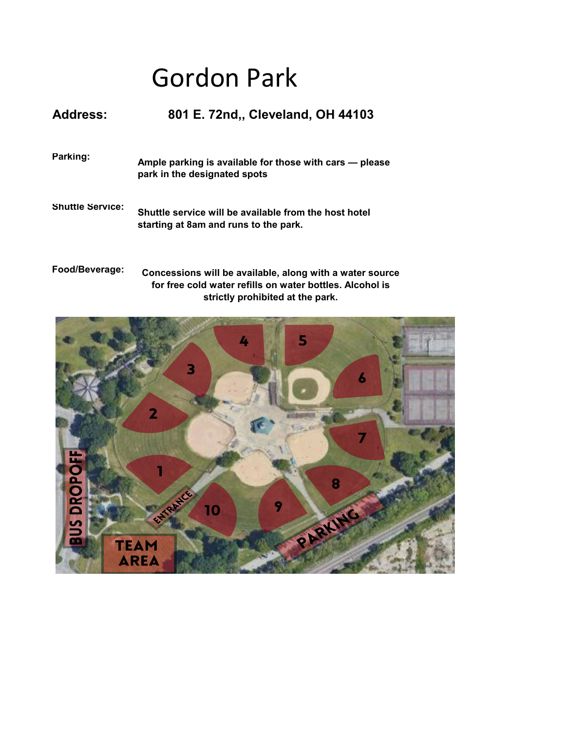# Gordon Park

**Address:** **801 E. 72nd,, Cleveland, OH 44103**

**Parking:** **Ample parking is available for those with cars — please park in the designated spots**

**Shuttle Service:** **Shuttle service will be available from the host hotel starting at 8am and runs to the park.**

**Food/Beverage:** **Concessions will be available, along with a water source for free cold water refills on water bottles. Alcohol is strictly prohibited at the park.**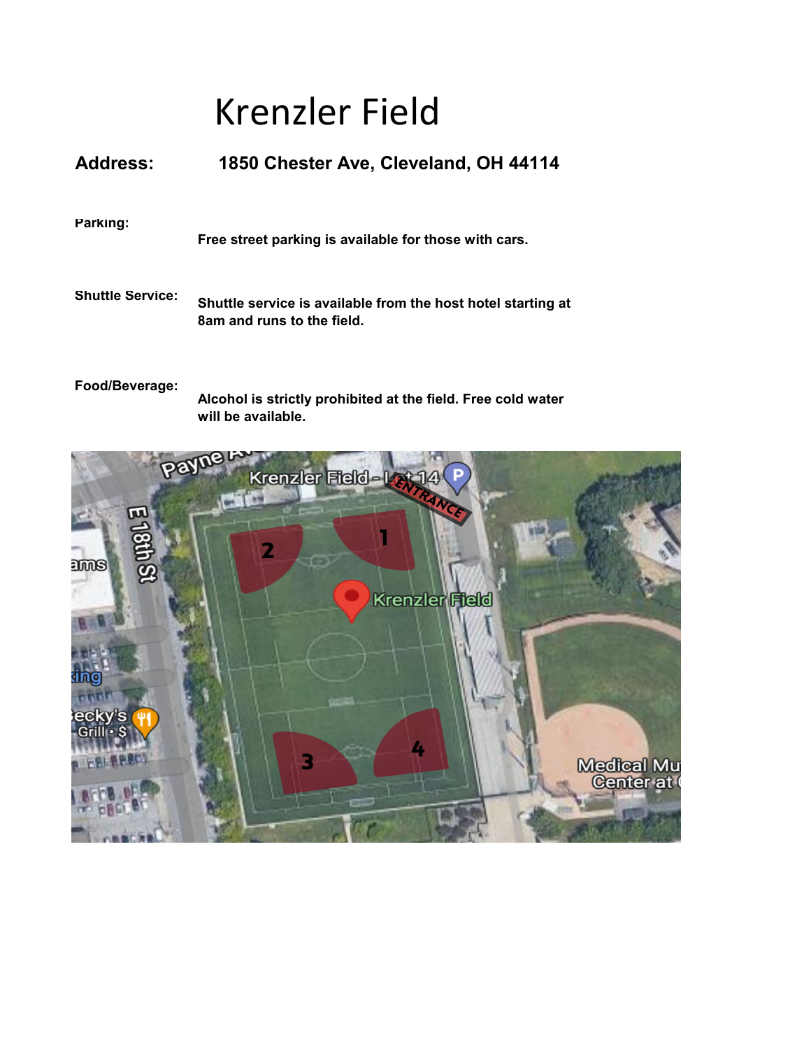# Krenzler Field

**Address:** **1850 Chester Ave, Cleveland, OH 44114**

**Parking:**

**Free street parking is available for those with cars.**

**Shuttle Service:**

**Shuttle service is available from the host hotel starting at 8am and runs to the field.**

**Food/Beverage:**

**Alcohol is strictly prohibited at the field. Free cold water will be available.**